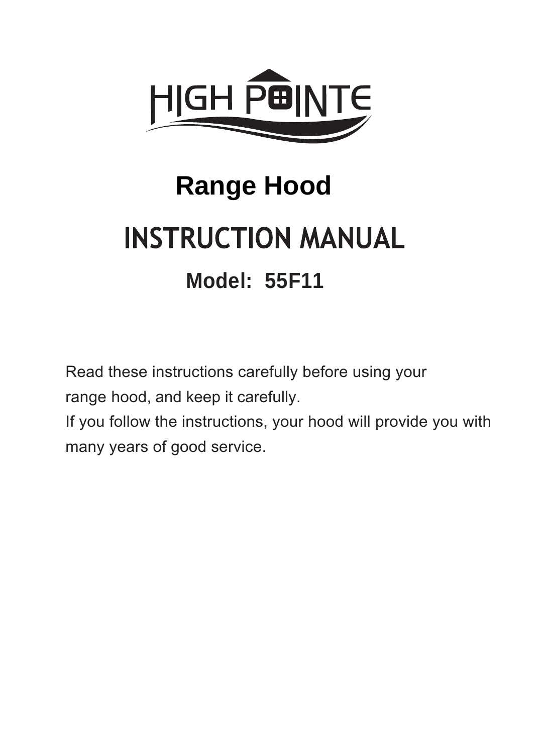HIGH POINTE

# Range Hood

# INSTRUCTION MANUAL

## Model: 55F11

Read these instructions carefully before using your range hood, and keep it carefully.
If you follow the instructions, your hood will provide you with many years of good service.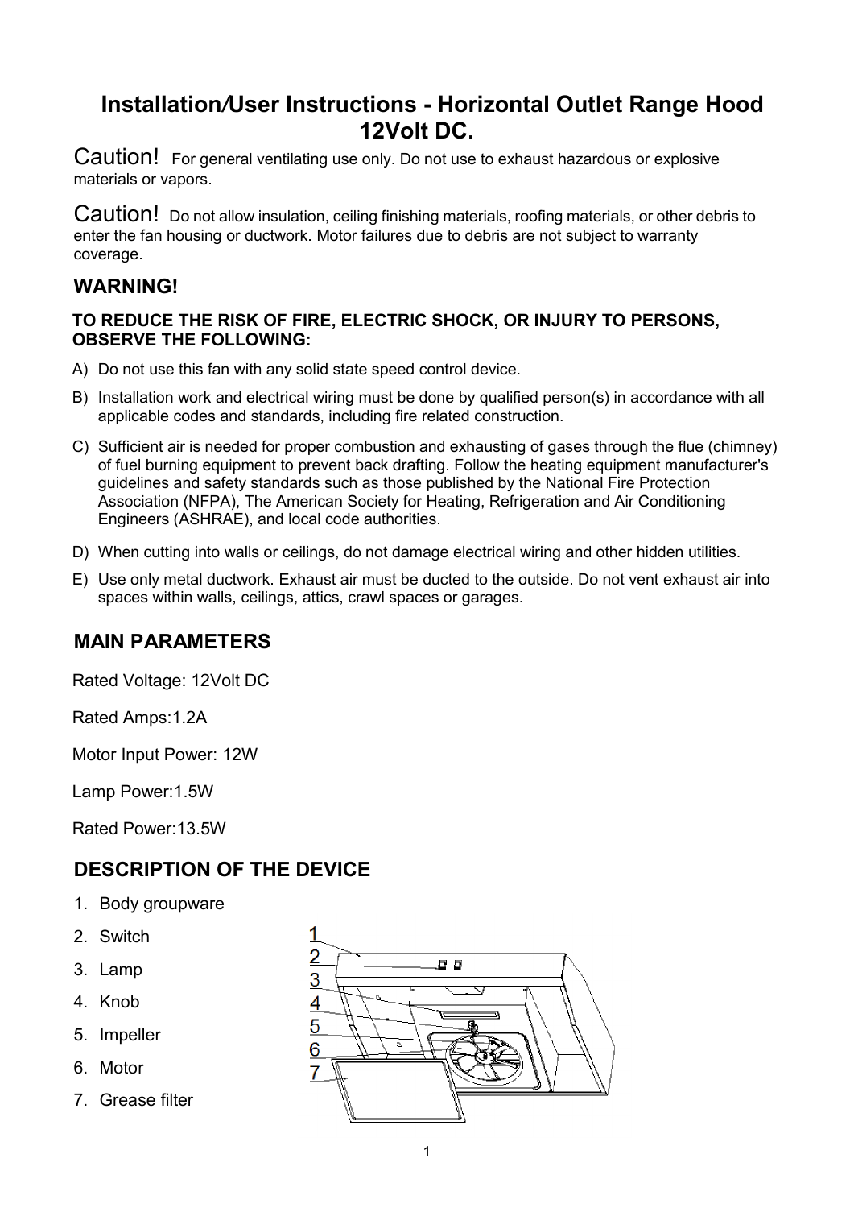# Installation/User Instructions - Horizontal Outlet Range Hood 12Volt DC.

Caution! For general ventilating use only. Do not use to exhaust hazardous or explosive materials or vapors.

Caution! Do not allow insulation, ceiling finishing materials, roofing materials, or other debris to enter the fan housing or ductwork. Motor failures due to debris are not subject to warranty coverage.

## WARNING!

**TO REDUCE THE RISK OF FIRE, ELECTRIC SHOCK, OR INJURY TO PERSONS, OBSERVE THE FOLLOWING:**

A) Do not use this fan with any solid state speed control device.

B) Installation work and electrical wiring must be done by qualified person(s) in accordance with all applicable codes and standards, including fire related construction.

C) Sufficient air is needed for proper combustion and exhausting of gases through the flue (chimney) of fuel burning equipment to prevent back drafting. Follow the heating equipment manufacturer's guidelines and safety standards such as those published by the National Fire Protection Association (NFPA), The American Society for Heating, Refrigeration and Air Conditioning Engineers (ASHRAE), and local code authorities.

D) When cutting into walls or ceilings, do not damage electrical wiring and other hidden utilities.

E) Use only metal ductwork. Exhaust air must be ducted to the outside. Do not vent exhaust air into spaces within walls, ceilings, attics, crawl spaces or garages.

## MAIN PARAMETERS

Rated Voltage: 12Volt DC

Rated Amps:1.2A

Motor Input Power: 12W

Lamp Power:1.5W

Rated Power:13.5W

## DESCRIPTION OF THE DEVICE

1. Body groupware
2. Switch
3. Lamp
4. Knob
5. Impeller
6. Motor
7. Grease filter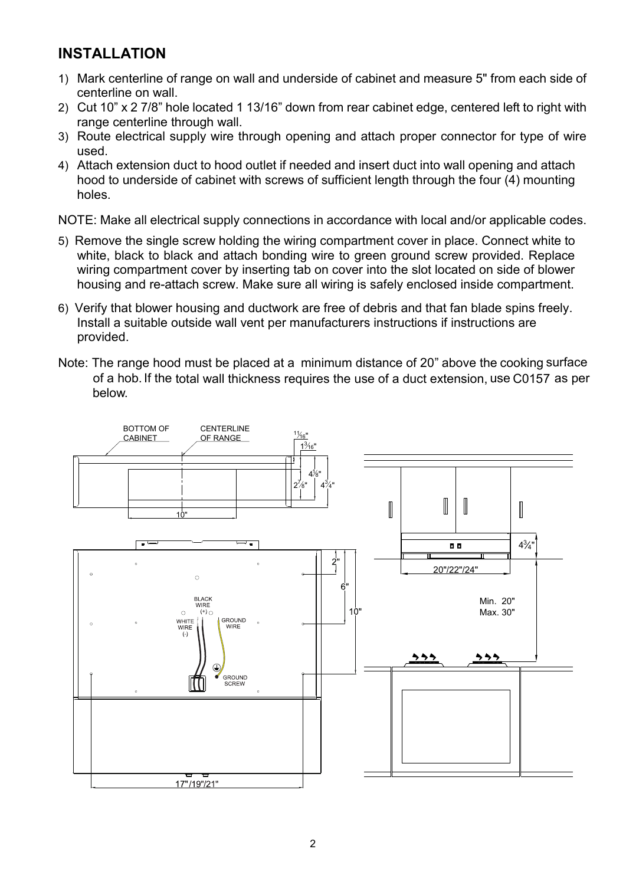## INSTALLATION

1) Mark centerline of range on wall and underside of cabinet and measure 5" from each side of centerline on wall.
2) Cut 10" x 2 7/8" hole located 1 13/16" down from rear cabinet edge, centered left to right with range centerline through wall.
3) Route electrical supply wire through opening and attach proper connector for type of wire used.
4) Attach extension duct to hood outlet if needed and insert duct into wall opening and attach hood to underside of cabinet with screws of sufficient length through the four (4) mounting holes.

NOTE: Make all electrical supply connections in accordance with local and/or applicable codes.

5) Remove the single screw holding the wiring compartment cover in place. Connect white to white, black to black and attach bonding wire to green ground screw provided. Replace wiring compartment cover by inserting tab on cover into the slot located on side of blower housing and re-attach screw. Make sure all wiring is safely enclosed inside compartment.
6) Verify that blower housing and ductwork are free of debris and that fan blade spins freely. Install a suitable outside wall vent per manufacturers instructions if instructions are provided.

Note: The range hood must be placed at a minimum distance of 20" above the cooking surface of a hob. If the total wall thickness requires the use of a duct extension, use C0157 as per below.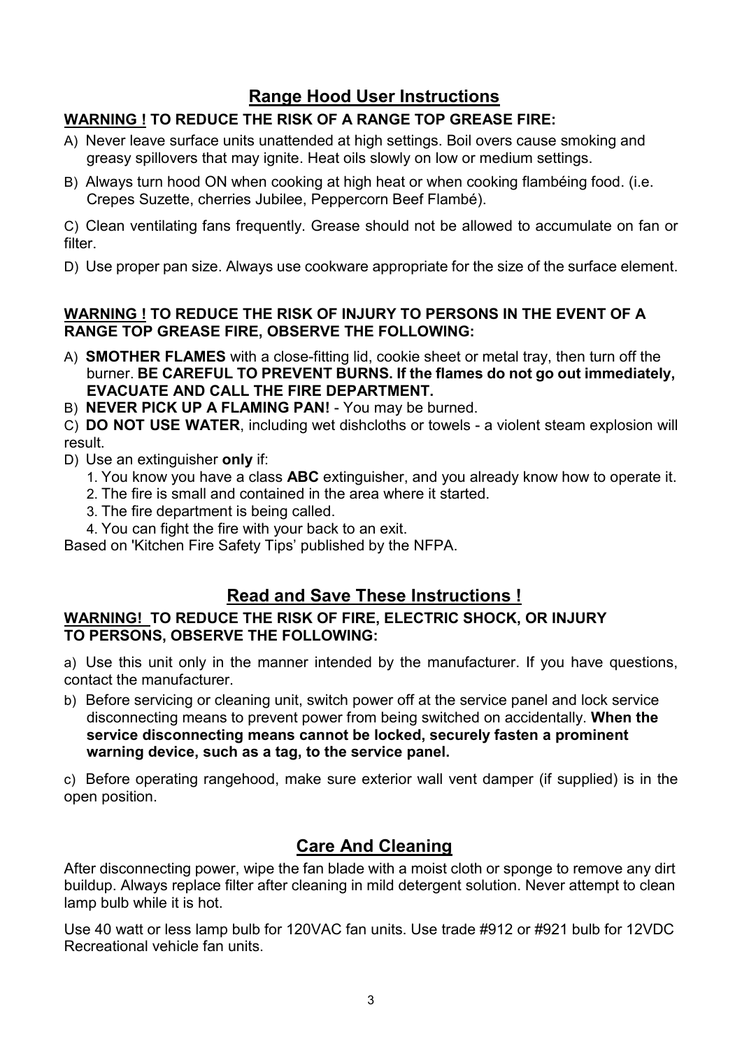## Range Hood User Instructions

**WARNING ! TO REDUCE THE RISK OF A RANGE TOP GREASE FIRE:**

A) Never leave surface units unattended at high settings. Boil overs cause smoking and greasy spillovers that may ignite. Heat oils slowly on low or medium settings.

B) Always turn hood ON when cooking at high heat or when cooking flambéing food. (i.e. Crepes Suzette, cherries Jubilee, Peppercorn Beef Flambé).

C) Clean ventilating fans frequently. Grease should not be allowed to accumulate on fan or filter.

D) Use proper pan size. Always use cookware appropriate for the size of the surface element.

**WARNING ! TO REDUCE THE RISK OF INJURY TO PERSONS IN THE EVENT OF A RANGE TOP GREASE FIRE, OBSERVE THE FOLLOWING:**

A) **SMOTHER FLAMES** with a close-fitting lid, cookie sheet or metal tray, then turn off the burner. **BE CAREFUL TO PREVENT BURNS. If the flames do not go out immediately, EVACUATE AND CALL THE FIRE DEPARTMENT.**

B) **NEVER PICK UP A FLAMING PAN!** - You may be burned.

C) **DO NOT USE WATER**, including wet dishcloths or towels - a violent steam explosion will result.

D) Use an extinguisher **only** if:

1. You know you have a class **ABC** extinguisher, and you already know how to operate it.
2. The fire is small and contained in the area where it started.
3. The fire department is being called.
4. You can fight the fire with your back to an exit.

Based on 'Kitchen Fire Safety Tips' published by the NFPA.

## Read and Save These Instructions !

**WARNING! TO REDUCE THE RISK OF FIRE, ELECTRIC SHOCK, OR INJURY TO PERSONS, OBSERVE THE FOLLOWING:**

a) Use this unit only in the manner intended by the manufacturer. If you have questions, contact the manufacturer.

b) Before servicing or cleaning unit, switch power off at the service panel and lock service disconnecting means to prevent power from being switched on accidentally. **When the service disconnecting means cannot be locked, securely fasten a prominent warning device, such as a tag, to the service panel.**

c) Before operating rangehood, make sure exterior wall vent damper (if supplied) is in the open position.

## Care And Cleaning

After disconnecting power, wipe the fan blade with a moist cloth or sponge to remove any dirt buildup. Always replace filter after cleaning in mild detergent solution. Never attempt to clean lamp bulb while it is hot.

Use 40 watt or less lamp bulb for 120VAC fan units. Use trade #912 or #921 bulb for 12VDC Recreational vehicle fan units.